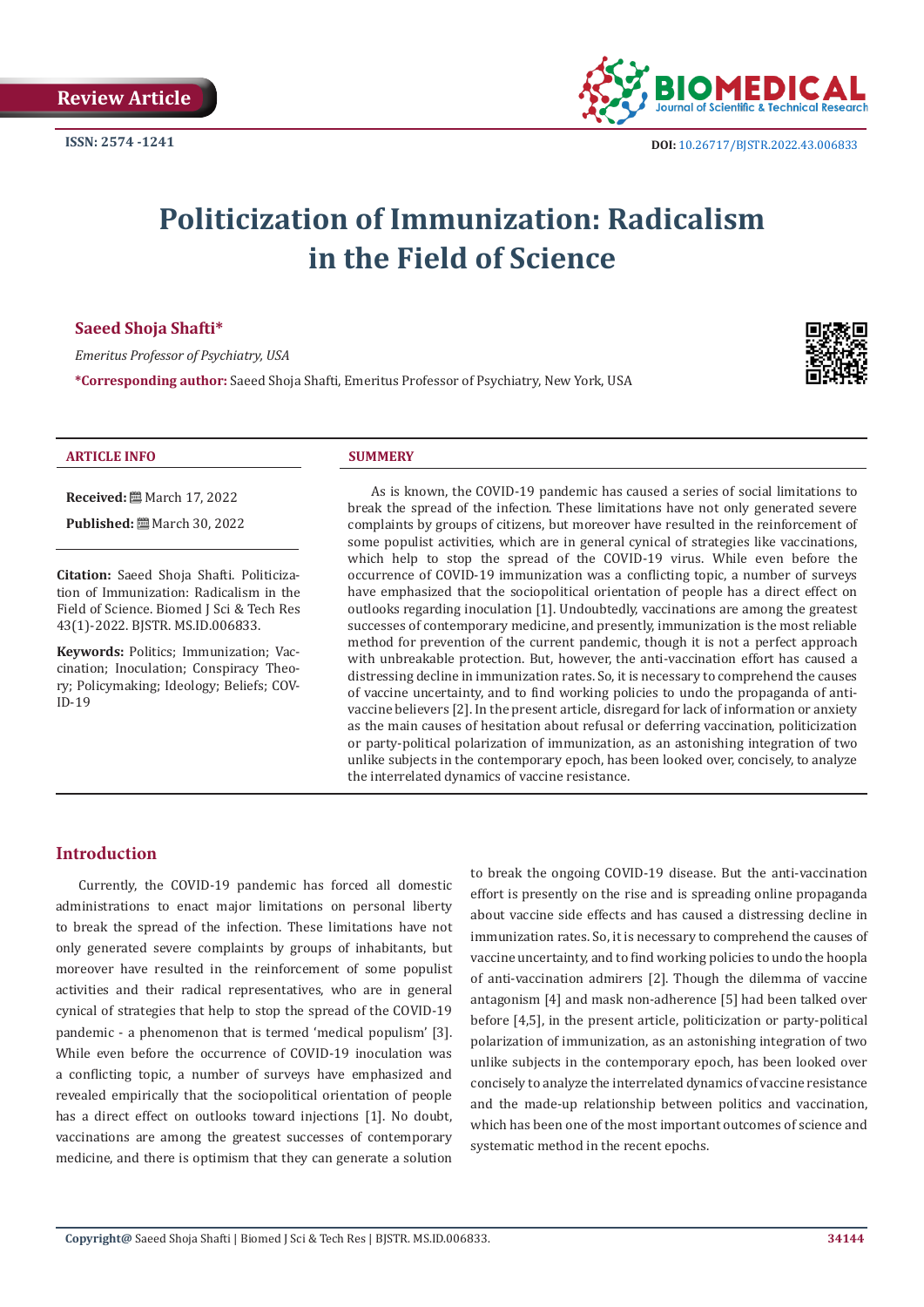Review Article

ISSN: 2574 -1241

DOI: 10.26717/BJSTR.2022.43.006833

# Politicization of Immunization: Radicalism in the Field of Science

**Saeed Shoja Shafti***

*Emeritus Professor of Psychiatry, USA*

***Corresponding author:** Saeed Shoja Shafti, Emeritus Professor of Psychiatry, New York, USA

**ARTICLE INFO**

**Received:** March 17, 2022

**Published:** March 30, 2022

**Citation:** Saeed Shoja Shafti. Politicization of Immunization: Radicalism in the Field of Science. Biomed J Sci & Tech Res 43(1)-2022. BJSTR. MS.ID.006833.

**Keywords:** Politics; Immunization; Vaccination; Inoculation; Conspiracy Theory; Policymaking; Ideology; Beliefs; COVID-19

**SUMMARY**

As is known, the COVID-19 pandemic has caused a series of social limitations to break the spread of the infection. These limitations have not only generated severe complaints by groups of citizens, but moreover have resulted in the reinforcement of some populist activities, which are in general cynical of strategies like vaccinations, which help to stop the spread of the COVID-19 virus. While even before the occurrence of COVID-19 immunization was a conflicting topic, a number of surveys have emphasized that the sociopolitical orientation of people has a direct effect on outlooks regarding inoculation [1]. Undoubtedly, vaccinations are among the greatest successes of contemporary medicine, and presently, immunization is the most reliable method for prevention of the current pandemic, though it is not a perfect approach with unbreakable protection. But, however, the anti-vaccination effort has caused a distressing decline in immunization rates. So, it is necessary to comprehend the causes of vaccine uncertainty, and to find working policies to undo the propaganda of anti-vaccine believers [2]. In the present article, disregard for lack of information or anxiety as the main causes of hesitation about refusal or deferring vaccination, politicization or party-political polarization of immunization, as an astonishing integration of two unlike subjects in the contemporary epoch, has been looked over, concisely, to analyze the interrelated dynamics of vaccine resistance.

## Introduction

Currently, the COVID-19 pandemic has forced all domestic administrations to enact major limitations on personal liberty to break the spread of the infection. These limitations have not only generated severe complaints by groups of inhabitants, but moreover have resulted in the reinforcement of some populist activities and their radical representatives, who are in general cynical of strategies that help to stop the spread of the COVID-19 pandemic - a phenomenon that is termed 'medical populism' [3]. While even before the occurrence of COVID-19 inoculation was a conflicting topic, a number of surveys have emphasized and revealed empirically that the sociopolitical orientation of people has a direct effect on outlooks toward injections [1]. No doubt, vaccinations are among the greatest successes of contemporary medicine, and there is optimism that they can generate a solution to break the ongoing COVID-19 disease. But the anti-vaccination effort is presently on the rise and is spreading online propaganda about vaccine side effects and has caused a distressing decline in immunization rates. So, it is necessary to comprehend the causes of vaccine uncertainty, and to find working policies to undo the hoopla of anti-vaccination admirers [2]. Though the dilemma of vaccine antagonism [4] and mask non-adherence [5] had been talked over before [4,5], in the present article, politicization or party-political polarization of immunization, as an astonishing integration of two unlike subjects in the contemporary epoch, has been looked over concisely to analyze the interrelated dynamics of vaccine resistance and the made-up relationship between politics and vaccination, which has been one of the most important outcomes of science and systematic method in the recent epochs.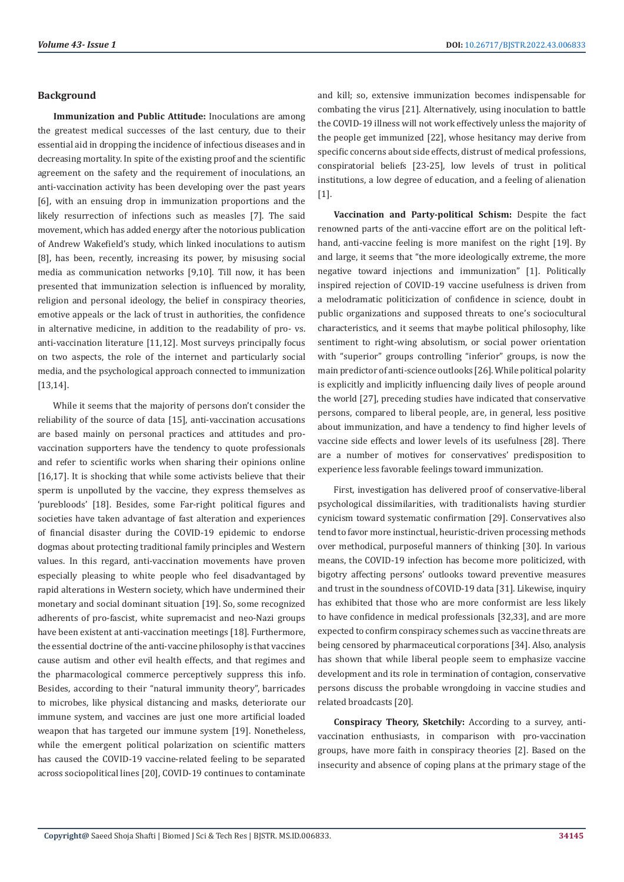## Background

**Immunization and Public Attitude:** Inoculations are among the greatest medical successes of the last century, due to their essential aid in dropping the incidence of infectious diseases and in decreasing mortality. In spite of the existing proof and the scientific agreement on the safety and the requirement of inoculations, an anti-vaccination activity has been developing over the past years [6], with an ensuing drop in immunization proportions and the likely resurrection of infections such as measles [7]. The said movement, which has added energy after the notorious publication of Andrew Wakefield's study, which linked inoculations to autism [8], has been, recently, increasing its power, by misusing social media as communication networks [9,10]. Till now, it has been presented that immunization selection is influenced by morality, religion and personal ideology, the belief in conspiracy theories, emotive appeals or the lack of trust in authorities, the confidence in alternative medicine, in addition to the readability of pro- vs. anti-vaccination literature [11,12]. Most surveys principally focus on two aspects, the role of the internet and particularly social media, and the psychological approach connected to immunization [13,14].

While it seems that the majority of persons don't consider the reliability of the source of data [15], anti-vaccination accusations are based mainly on personal practices and attitudes and pro-vaccination supporters have the tendency to quote professionals and refer to scientific works when sharing their opinions online [16,17]. It is shocking that while some activists believe that their sperm is unpolluted by the vaccine, they express themselves as 'purebloods' [18]. Besides, some Far-right political figures and societies have taken advantage of fast alteration and experiences of financial disaster during the COVID-19 epidemic to endorse dogmas about protecting traditional family principles and Western values. In this regard, anti-vaccination movements have proven especially pleasing to white people who feel disadvantaged by rapid alterations in Western society, which have undermined their monetary and social dominant situation [19]. So, some recognized adherents of pro-fascist, white supremacist and neo-Nazi groups have been existent at anti-vaccination meetings [18]. Furthermore, the essential doctrine of the anti-vaccine philosophy is that vaccines cause autism and other evil health effects, and that regimes and the pharmacological commerce perceptively suppress this info. Besides, according to their "natural immunity theory", barricades to microbes, like physical distancing and masks, deteriorate our immune system, and vaccines are just one more artificial loaded weapon that has targeted our immune system [19]. Nonetheless, while the emergent political polarization on scientific matters has caused the COVID-19 vaccine-related feeling to be separated across sociopolitical lines [20], COVID-19 continues to contaminate and kill; so, extensive immunization becomes indispensable for combating the virus [21]. Alternatively, using inoculation to battle the COVID-19 illness will not work effectively unless the majority of the people get immunized [22], whose hesitancy may derive from specific concerns about side effects, distrust of medical professions, conspiratorial beliefs [23-25], low levels of trust in political institutions, a low degree of education, and a feeling of alienation [1].

**Vaccination and Party-political Schism:** Despite the fact renowned parts of the anti-vaccine effort are on the political left-hand, anti-vaccine feeling is more manifest on the right [19]. By and large, it seems that "the more ideologically extreme, the more negative toward injections and immunization" [1]. Politically inspired rejection of COVID-19 vaccine usefulness is driven from a melodramatic politicization of confidence in science, doubt in public organizations and supposed threats to one's sociocultural characteristics, and it seems that maybe political philosophy, like sentiment to right-wing absolutism, or social power orientation with "superior" groups controlling "inferior" groups, is now the main predictor of anti-science outlooks [26]. While political polarity is explicitly and implicitly influencing daily lives of people around the world [27], preceding studies have indicated that conservative persons, compared to liberal people, are, in general, less positive about immunization, and have a tendency to find higher levels of vaccine side effects and lower levels of its usefulness [28]. There are a number of motives for conservatives' predisposition to experience less favorable feelings toward immunization.

First, investigation has delivered proof of conservative-liberal psychological dissimilarities, with traditionalists having sturdier cynicism toward systematic confirmation [29]. Conservatives also tend to favor more instinctual, heuristic-driven processing methods over methodical, purposeful manners of thinking [30]. In various means, the COVID-19 infection has become more politicized, with bigotry affecting persons' outlooks toward preventive measures and trust in the soundness of COVID-19 data [31]. Likewise, inquiry has exhibited that those who are more conformist are less likely to have confidence in medical professionals [32,33], and are more expected to confirm conspiracy schemes such as vaccine threats are being censored by pharmaceutical corporations [34]. Also, analysis has shown that while liberal people seem to emphasize vaccine development and its role in termination of contagion, conservative persons discuss the probable wrongdoing in vaccine studies and related broadcasts [20].

**Conspiracy Theory, Sketchily:** According to a survey, anti-vaccination enthusiasts, in comparison with pro-vaccination groups, have more faith in conspiracy theories [2]. Based on the insecurity and absence of coping plans at the primary stage of the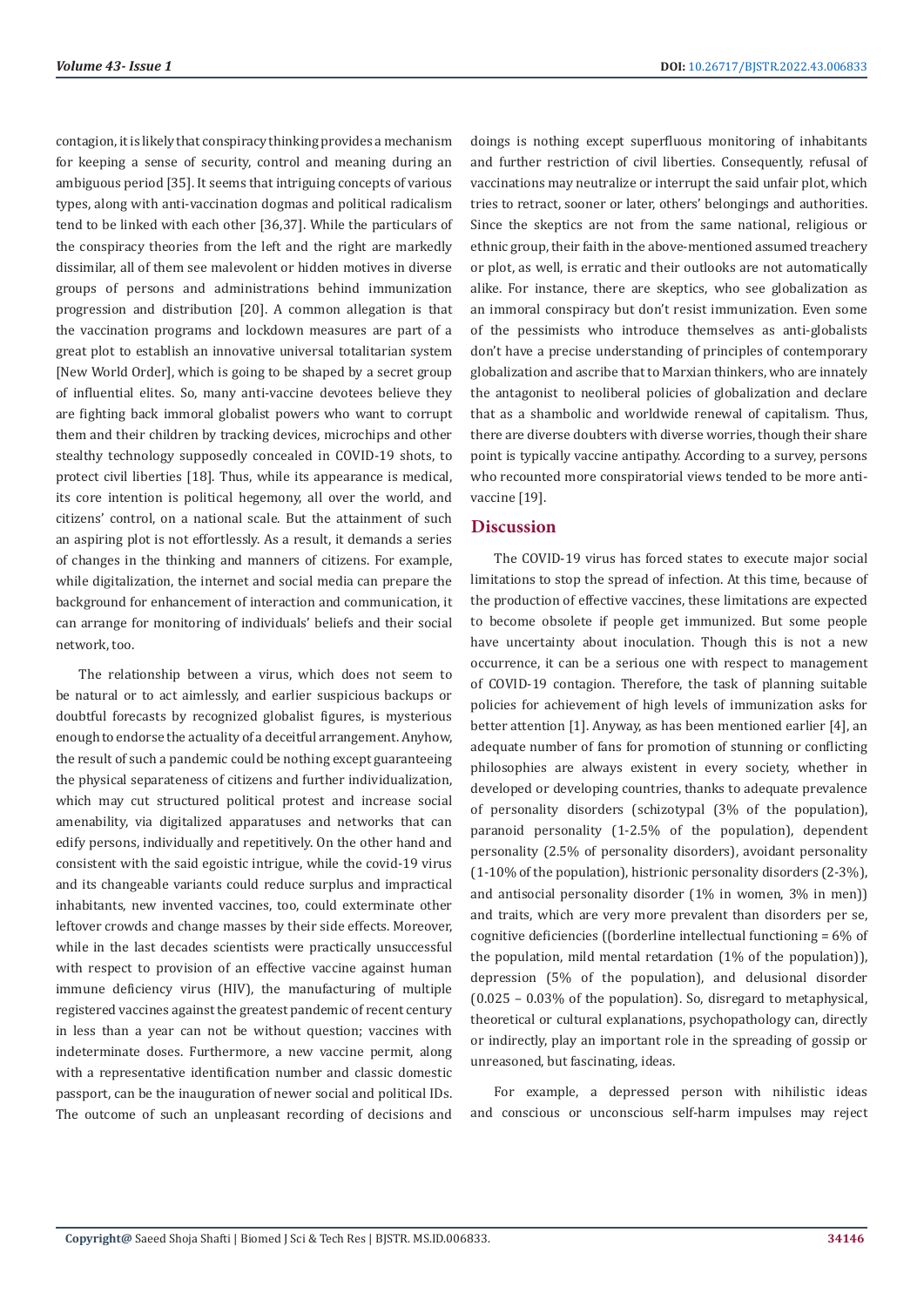contagion, it is likely that conspiracy thinking provides a mechanism for keeping a sense of security, control and meaning during an ambiguous period [35]. It seems that intriguing concepts of various types, along with anti-vaccination dogmas and political radicalism tend to be linked with each other [36,37]. While the particulars of the conspiracy theories from the left and the right are markedly dissimilar, all of them see malevolent or hidden motives in diverse groups of persons and administrations behind immunization progression and distribution [20]. A common allegation is that the vaccination programs and lockdown measures are part of a great plot to establish an innovative universal totalitarian system [New World Order], which is going to be shaped by a secret group of influential elites. So, many anti-vaccine devotees believe they are fighting back immoral globalist powers who want to corrupt them and their children by tracking devices, microchips and other stealthy technology supposedly concealed in COVID-19 shots, to protect civil liberties [18]. Thus, while its appearance is medical, its core intention is political hegemony, all over the world, and citizens' control, on a national scale. But the attainment of such an aspiring plot is not effortlessly. As a result, it demands a series of changes in the thinking and manners of citizens. For example, while digitalization, the internet and social media can prepare the background for enhancement of interaction and communication, it can arrange for monitoring of individuals' beliefs and their social network, too.

The relationship between a virus, which does not seem to be natural or to act aimlessly, and earlier suspicious backups or doubtful forecasts by recognized globalist figures, is mysterious enough to endorse the actuality of a deceitful arrangement. Anyhow, the result of such a pandemic could be nothing except guaranteeing the physical separateness of citizens and further individualization, which may cut structured political protest and increase social amenability, via digitalized apparatuses and networks that can edify persons, individually and repetitively. On the other hand and consistent with the said egoistic intrigue, while the covid-19 virus and its changeable variants could reduce surplus and impractical inhabitants, new invented vaccines, too, could exterminate other leftover crowds and change masses by their side effects. Moreover, while in the last decades scientists were practically unsuccessful with respect to provision of an effective vaccine against human immune deficiency virus (HIV), the manufacturing of multiple registered vaccines against the greatest pandemic of recent century in less than a year can not be without question; vaccines with indeterminate doses. Furthermore, a new vaccine permit, along with a representative identification number and classic domestic passport, can be the inauguration of newer social and political IDs. The outcome of such an unpleasant recording of decisions and doings is nothing except superfluous monitoring of inhabitants and further restriction of civil liberties. Consequently, refusal of vaccinations may neutralize or interrupt the said unfair plot, which tries to retract, sooner or later, others' belongings and authorities. Since the skeptics are not from the same national, religious or ethnic group, their faith in the above-mentioned assumed treachery or plot, as well, is erratic and their outlooks are not automatically alike. For instance, there are skeptics, who see globalization as an immoral conspiracy but don't resist immunization. Even some of the pessimists who introduce themselves as anti-globalists don't have a precise understanding of principles of contemporary globalization and ascribe that to Marxian thinkers, who are innately the antagonist to neoliberal policies of globalization and declare that as a shambolic and worldwide renewal of capitalism. Thus, there are diverse doubters with diverse worries, though their share point is typically vaccine antipathy. According to a survey, persons who recounted more conspiratorial views tended to be more anti-vaccine [19].

## Discussion

The COVID-19 virus has forced states to execute major social limitations to stop the spread of infection. At this time, because of the production of effective vaccines, these limitations are expected to become obsolete if people get immunized. But some people have uncertainty about inoculation. Though this is not a new occurrence, it can be a serious one with respect to management of COVID-19 contagion. Therefore, the task of planning suitable policies for achievement of high levels of immunization asks for better attention [1]. Anyway, as has been mentioned earlier [4], an adequate number of fans for promotion of stunning or conflicting philosophies are always existent in every society, whether in developed or developing countries, thanks to adequate prevalence of personality disorders (schizotypal (3% of the population), paranoid personality (1-2.5% of the population), dependent personality (2.5% of personality disorders), avoidant personality (1-10% of the population), histrionic personality disorders (2-3%), and antisocial personality disorder (1% in women, 3% in men)) and traits, which are very more prevalent than disorders per se, cognitive deficiencies ((borderline intellectual functioning = 6% of the population, mild mental retardation (1% of the population)), depression (5% of the population), and delusional disorder (0.025 – 0.03% of the population). So, disregard to metaphysical, theoretical or cultural explanations, psychopathology can, directly or indirectly, play an important role in the spreading of gossip or unreasoned, but fascinating, ideas.

For example, a depressed person with nihilistic ideas and conscious or unconscious self-harm impulses may reject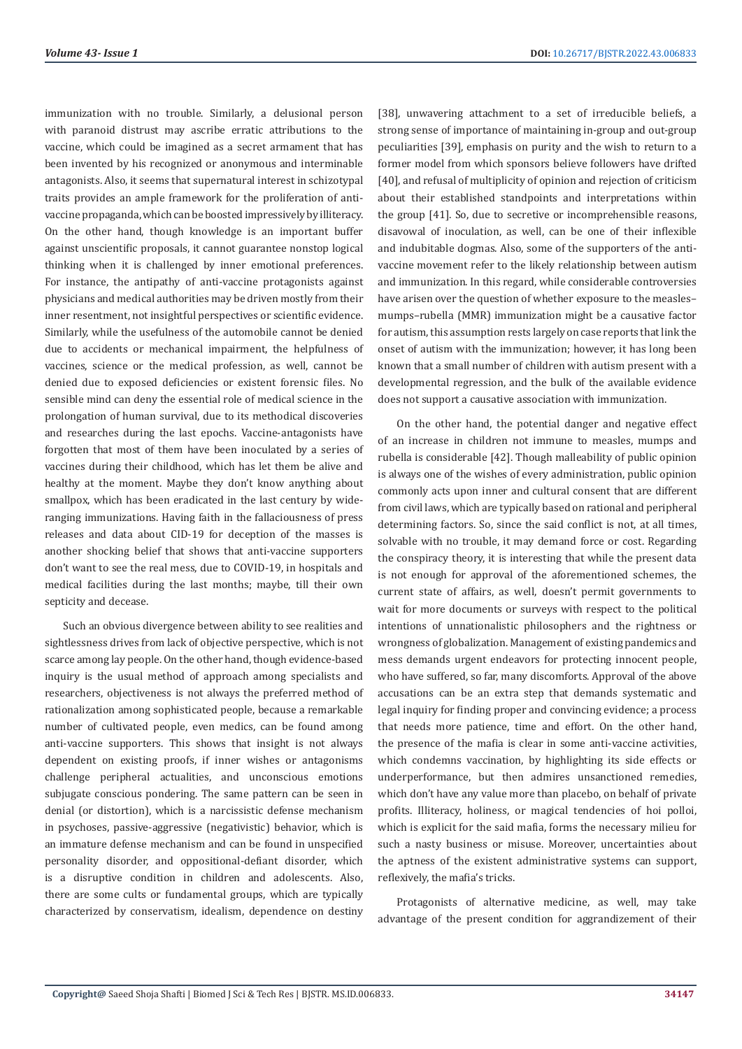immunization with no trouble. Similarly, a delusional person with paranoid distrust may ascribe erratic attributions to the vaccine, which could be imagined as a secret armament that has been invented by his recognized or anonymous and interminable antagonists. Also, it seems that supernatural interest in schizotypal traits provides an ample framework for the proliferation of anti-vaccine propaganda, which can be boosted impressively by illiteracy. On the other hand, though knowledge is an important buffer against unscientific proposals, it cannot guarantee nonstop logical thinking when it is challenged by inner emotional preferences. For instance, the antipathy of anti-vaccine protagonists against physicians and medical authorities may be driven mostly from their inner resentment, not insightful perspectives or scientific evidence. Similarly, while the usefulness of the automobile cannot be denied due to accidents or mechanical impairment, the helpfulness of vaccines, science or the medical profession, as well, cannot be denied due to exposed deficiencies or existent forensic files. No sensible mind can deny the essential role of medical science in the prolongation of human survival, due to its methodical discoveries and researches during the last epochs. Vaccine-antagonists have forgotten that most of them have been inoculated by a series of vaccines during their childhood, which has let them be alive and healthy at the moment. Maybe they don't know anything about smallpox, which has been eradicated in the last century by wide-ranging immunizations. Having faith in the fallaciousness of press releases and data about CID-19 for deception of the masses is another shocking belief that shows that anti-vaccine supporters don't want to see the real mess, due to COVID-19, in hospitals and medical facilities during the last months; maybe, till their own septicity and decease.

Such an obvious divergence between ability to see realities and sightlessness drives from lack of objective perspective, which is not scarce among lay people. On the other hand, though evidence-based inquiry is the usual method of approach among specialists and researchers, objectiveness is not always the preferred method of rationalization among sophisticated people, because a remarkable number of cultivated people, even medics, can be found among anti-vaccine supporters. This shows that insight is not always dependent on existing proofs, if inner wishes or antagonisms challenge peripheral actualities, and unconscious emotions subjugate conscious pondering. The same pattern can be seen in denial (or distortion), which is a narcissistic defense mechanism in psychoses, passive-aggressive (negativistic) behavior, which is an immature defense mechanism and can be found in unspecified personality disorder, and oppositional-defiant disorder, which is a disruptive condition in children and adolescents. Also, there are some cults or fundamental groups, which are typically characterized by conservatism, idealism, dependence on destiny [38], unwavering attachment to a set of irreducible beliefs, a strong sense of importance of maintaining in-group and out-group peculiarities [39], emphasis on purity and the wish to return to a former model from which sponsors believe followers have drifted [40], and refusal of multiplicity of opinion and rejection of criticism about their established standpoints and interpretations within the group [41]. So, due to secretive or incomprehensible reasons, disavowal of inoculation, as well, can be one of their inflexible and indubitable dogmas. Also, some of the supporters of the anti-vaccine movement refer to the likely relationship between autism and immunization. In this regard, while considerable controversies have arisen over the question of whether exposure to the measles–mumps–rubella (MMR) immunization might be a causative factor for autism, this assumption rests largely on case reports that link the onset of autism with the immunization; however, it has long been known that a small number of children with autism present with a developmental regression, and the bulk of the available evidence does not support a causative association with immunization.

On the other hand, the potential danger and negative effect of an increase in children not immune to measles, mumps and rubella is considerable [42]. Though malleability of public opinion is always one of the wishes of every administration, public opinion commonly acts upon inner and cultural consent that are different from civil laws, which are typically based on rational and peripheral determining factors. So, since the said conflict is not, at all times, solvable with no trouble, it may demand force or cost. Regarding the conspiracy theory, it is interesting that while the present data is not enough for approval of the aforementioned schemes, the current state of affairs, as well, doesn't permit governments to wait for more documents or surveys with respect to the political intentions of unnationalistic philosophers and the rightness or wrongness of globalization. Management of existing pandemics and mess demands urgent endeavors for protecting innocent people, who have suffered, so far, many discomforts. Approval of the above accusations can be an extra step that demands systematic and legal inquiry for finding proper and convincing evidence; a process that needs more patience, time and effort. On the other hand, the presence of the mafia is clear in some anti-vaccine activities, which condemns vaccination, by highlighting its side effects or underperformance, but then admires unsanctioned remedies, which don't have any value more than placebo, on behalf of private profits. Illiteracy, holiness, or magical tendencies of hoi polloi, which is explicit for the said mafia, forms the necessary milieu for such a nasty business or misuse. Moreover, uncertainties about the aptness of the existent administrative systems can support, reflexively, the mafia's tricks.

Protagonists of alternative medicine, as well, may take advantage of the present condition for aggrandizement of their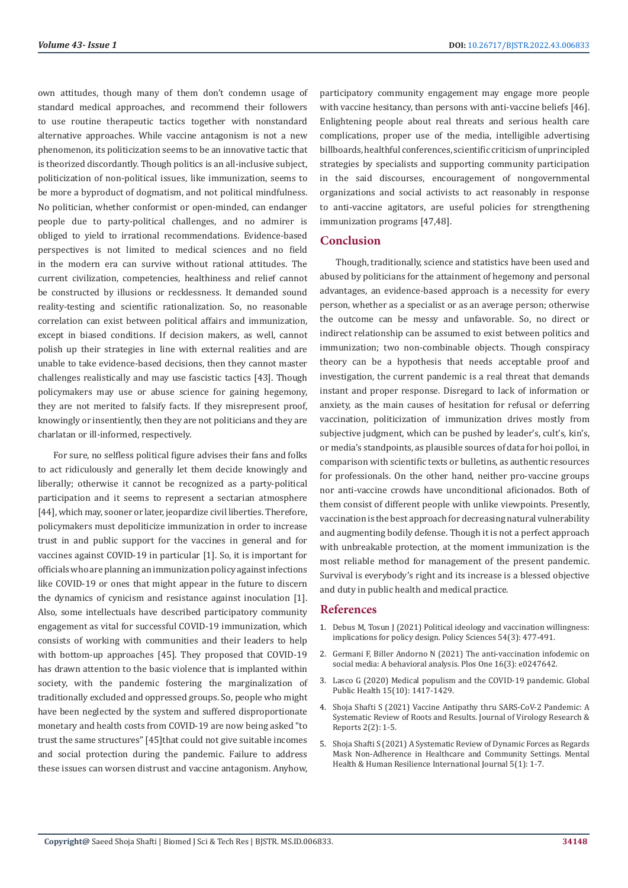own attitudes, though many of them don't condemn usage of standard medical approaches, and recommend their followers to use routine therapeutic tactics together with nonstandard alternative approaches. While vaccine antagonism is not a new phenomenon, its politicization seems to be an innovative tactic that is theorized discordantly. Though politics is an all-inclusive subject, politicization of non-political issues, like immunization, seems to be more a byproduct of dogmatism, and not political mindfulness. No politician, whether conformist or open-minded, can endanger people due to party-political challenges, and no admirer is obliged to yield to irrational recommendations. Evidence-based perspectives is not limited to medical sciences and no field in the modern era can survive without rational attitudes. The current civilization, competencies, healthiness and relief cannot be constructed by illusions or recklessness. It demanded sound reality-testing and scientific rationalization. So, no reasonable correlation can exist between political affairs and immunization, except in biased conditions. If decision makers, as well, cannot polish up their strategies in line with external realities and are unable to take evidence-based decisions, then they cannot master challenges realistically and may use fascistic tactics [43]. Though policymakers may use or abuse science for gaining hegemony, they are not merited to falsify facts. If they misrepresent proof, knowingly or insentiently, then they are not politicians and they are charlatan or ill-informed, respectively.

For sure, no selfless political figure advises their fans and folks to act ridiculously and generally let them decide knowingly and liberally; otherwise it cannot be recognized as a party-political participation and it seems to represent a sectarian atmosphere [44], which may, sooner or later, jeopardize civil liberties. Therefore, policymakers must depoliticize immunization in order to increase trust in and public support for the vaccines in general and for vaccines against COVID-19 in particular [1]. So, it is important for officials who are planning an immunization policy against infections like COVID-19 or ones that might appear in the future to discern the dynamics of cynicism and resistance against inoculation [1]. Also, some intellectuals have described participatory community engagement as vital for successful COVID-19 immunization, which consists of working with communities and their leaders to help with bottom-up approaches [45]. They proposed that COVID-19 has drawn attention to the basic violence that is implanted within society, with the pandemic fostering the marginalization of traditionally excluded and oppressed groups. So, people who might have been neglected by the system and suffered disproportionate monetary and health costs from COVID-19 are now being asked "to trust the same structures" [45]that could not give suitable incomes and social protection during the pandemic. Failure to address these issues can worsen distrust and vaccine antagonism. Anyhow, participatory community engagement may engage more people with vaccine hesitancy, than persons with anti-vaccine beliefs [46]. Enlightening people about real threats and serious health care complications, proper use of the media, intelligible advertising billboards, healthful conferences, scientific criticism of unprincipled strategies by specialists and supporting community participation in the said discourses, encouragement of nongovernmental organizations and social activists to act reasonably in response to anti-vaccine agitators, are useful policies for strengthening immunization programs [47,48].

## Conclusion

Though, traditionally, science and statistics have been used and abused by politicians for the attainment of hegemony and personal advantages, an evidence-based approach is a necessity for every person, whether as a specialist or as an average person; otherwise the outcome can be messy and unfavorable. So, no direct or indirect relationship can be assumed to exist between politics and immunization; two non-combinable objects. Though conspiracy theory can be a hypothesis that needs acceptable proof and investigation, the current pandemic is a real threat that demands instant and proper response. Disregard to lack of information or anxiety, as the main causes of hesitation for refusal or deferring vaccination, politicization of immunization drives mostly from subjective judgment, which can be pushed by leader's, cult's, kin's, or media's standpoints, as plausible sources of data for hoi polloi, in comparison with scientific texts or bulletins, as authentic resources for professionals. On the other hand, neither pro-vaccine groups nor anti-vaccine crowds have unconditional aficionados. Both of them consist of different people with unlike viewpoints. Presently, vaccination is the best approach for decreasing natural vulnerability and augmenting bodily defense. Though it is not a perfect approach with unbreakable protection, at the moment immunization is the most reliable method for management of the present pandemic. Survival is everybody's right and its increase is a blessed objective and duty in public health and medical practice.

## References

1. Debus M, Tosun J (2021) Political ideology and vaccination willingness: implications for policy design. Policy Sciences 54(3): 477-491.
2. Germani F, Biller Andorno N (2021) The anti-vaccination infodemic on social media: A behavioral analysis. Plos One 16(3): e0247642.
3. Lasco G (2020) Medical populism and the COVID-19 pandemic. Global Public Health 15(10): 1417-1429.
4. Shoja Shafti S (2021) Vaccine Antipathy thru SARS-CoV-2 Pandemic: A Systematic Review of Roots and Results. Journal of Virology Research & Reports 2(2): 1-5.
5. Shoja Shafti S (2021) A Systematic Review of Dynamic Forces as Regards Mask Non-Adherence in Healthcare and Community Settings. Mental Health & Human Resilience International Journal 5(1): 1-7.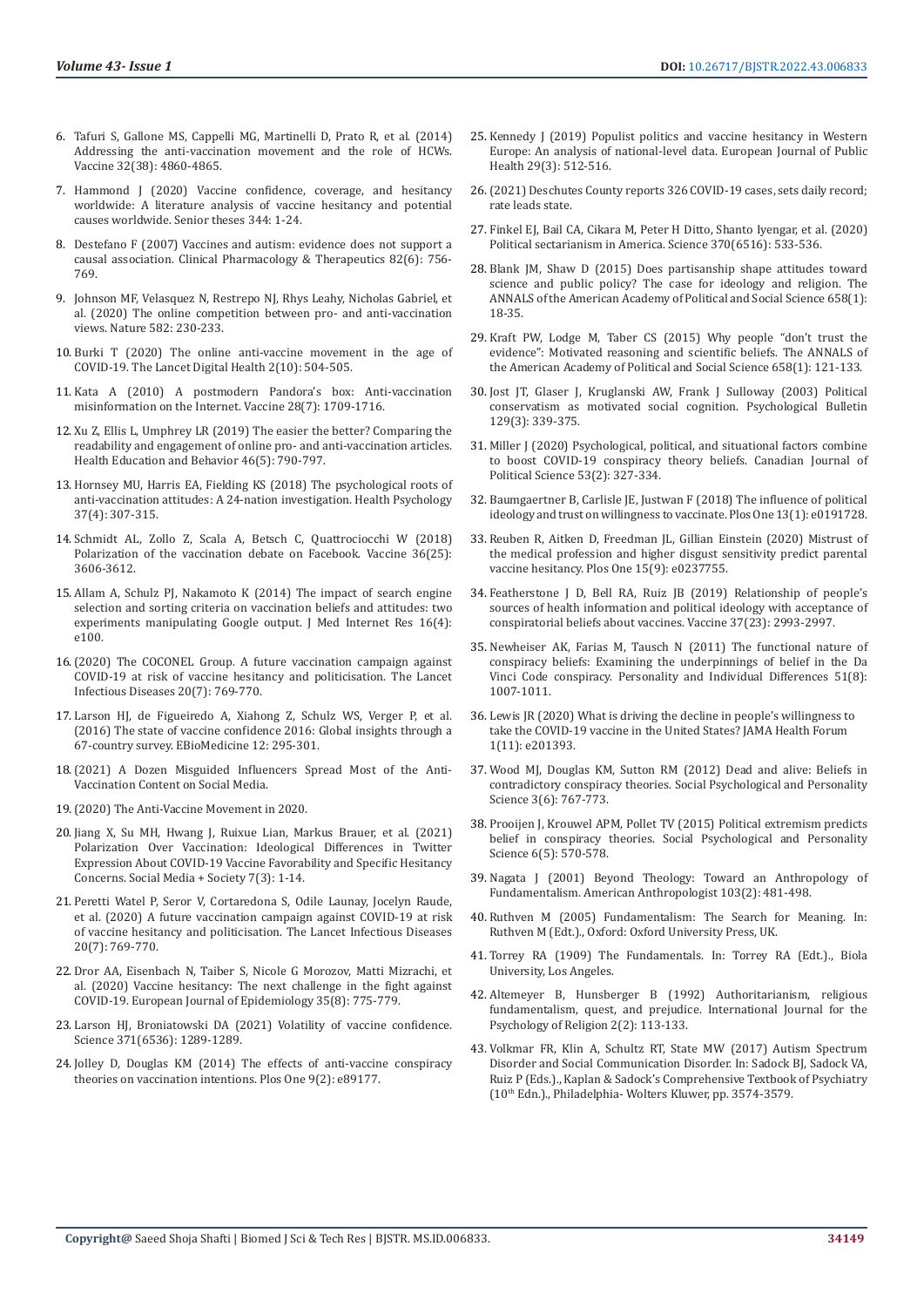6. Tafuri S, Gallone MS, Cappelli MG, Martinelli D, Prato R, et al. (2014) Addressing the anti-vaccination movement and the role of HCWs. Vaccine 32(38): 4860-4865.
7. Hammond J (2020) Vaccine confidence, coverage, and hesitancy worldwide: A literature analysis of vaccine hesitancy and potential causes worldwide. Senior theses 344: 1-24.
8. Destefano F (2007) Vaccines and autism: evidence does not support a causal association. Clinical Pharmacology & Therapeutics 82(6): 756-769.
9. Johnson MF, Velasquez N, Restrepo NJ, Rhys Leahy, Nicholas Gabriel, et al. (2020) The online competition between pro- and anti-vaccination views. Nature 582: 230-233.
10. Burki T (2020) The online anti-vaccine movement in the age of COVID-19. The Lancet Digital Health 2(10): 504-505.
11. Kata A (2010) A postmodern Pandora's box: Anti-vaccination misinformation on the Internet. Vaccine 28(7): 1709-1716.
12. Xu Z, Ellis L, Umphrey LR (2019) The easier the better? Comparing the readability and engagement of online pro- and anti-vaccination articles. Health Education and Behavior 46(5): 790-797.
13. Hornsey MU, Harris EA, Fielding KS (2018) The psychological roots of anti-vaccination attitudes: A 24-nation investigation. Health Psychology 37(4): 307-315.
14. Schmidt AL, Zollo Z, Scala A, Betsch C, Quattrociocchi W (2018) Polarization of the vaccination debate on Facebook. Vaccine 36(25): 3606-3612.
15. Allam A, Schulz PJ, Nakamoto K (2014) The impact of search engine selection and sorting criteria on vaccination beliefs and attitudes: two experiments manipulating Google output. J Med Internet Res 16(4): e100.
16. (2020) The COCONEL Group. A future vaccination campaign against COVID-19 at risk of vaccine hesitancy and politicisation. The Lancet Infectious Diseases 20(7): 769-770.
17. Larson HJ, de Figueiredo A, Xiahong Z, Schulz WS, Verger P, et al. (2016) The state of vaccine confidence 2016: Global insights through a 67-country survey. EBioMedicine 12: 295-301.
18. (2021) A Dozen Misguided Influencers Spread Most of the Anti-Vaccination Content on Social Media.
19. (2020) The Anti-Vaccine Movement in 2020.
20. Jiang X, Su MH, Hwang J, Ruixue Lian, Markus Brauer, et al. (2021) Polarization Over Vaccination: Ideological Differences in Twitter Expression About COVID-19 Vaccine Favorability and Specific Hesitancy Concerns. Social Media + Society 7(3): 1-14.
21. Peretti Watel P, Seror V, Cortaredona S, Odile Launay, Jocelyn Raude, et al. (2020) A future vaccination campaign against COVID-19 at risk of vaccine hesitancy and politicisation. The Lancet Infectious Diseases 20(7): 769-770.
22. Dror AA, Eisenbach N, Taiber S, Nicole G Morozov, Matti Mizrachi, et al. (2020) Vaccine hesitancy: The next challenge in the fight against COVID-19. European Journal of Epidemiology 35(8): 775-779.
23. Larson HJ, Broniatowski DA (2021) Volatility of vaccine confidence. Science 371(6536): 1289-1289.
24. Jolley D, Douglas KM (2014) The effects of anti-vaccine conspiracy theories on vaccination intentions. Plos One 9(2): e89177.
25. Kennedy J (2019) Populist politics and vaccine hesitancy in Western Europe: An analysis of national-level data. European Journal of Public Health 29(3): 512-516.
26. (2021) Deschutes County reports 326 COVID-19 cases, sets daily record; rate leads state.
27. Finkel EJ, Bail CA, Cikara M, Peter H Ditto, Shanto Iyengar, et al. (2020) Political sectarianism in America. Science 370(6516): 533-536.
28. Blank JM, Shaw D (2015) Does partisanship shape attitudes toward science and public policy? The case for ideology and religion. The ANNALS of the American Academy of Political and Social Science 658(1): 18-35.
29. Kraft PW, Lodge M, Taber CS (2015) Why people "don't trust the evidence": Motivated reasoning and scientific beliefs. The ANNALS of the American Academy of Political and Social Science 658(1): 121-133.
30. Jost JT, Glaser J, Kruglanski AW, Frank J Sulloway (2003) Political conservatism as motivated social cognition. Psychological Bulletin 129(3): 339-375.
31. Miller J (2020) Psychological, political, and situational factors combine to boost COVID-19 conspiracy theory beliefs. Canadian Journal of Political Science 53(2): 327-334.
32. Baumgaertner B, Carlisle JE, Justwan F (2018) The influence of political ideology and trust on willingness to vaccinate. Plos One 13(1): e0191728.
33. Reuben R, Aitken D, Freedman JL, Gillian Einstein (2020) Mistrust of the medical profession and higher disgust sensitivity predict parental vaccine hesitancy. Plos One 15(9): e0237755.
34. Featherstone J D, Bell RA, Ruiz JB (2019) Relationship of people's sources of health information and political ideology with acceptance of conspiratorial beliefs about vaccines. Vaccine 37(23): 2993-2997.
35. Newheiser AK, Farias M, Tausch N (2011) The functional nature of conspiracy beliefs: Examining the underpinnings of belief in the Da Vinci Code conspiracy. Personality and Individual Differences 51(8): 1007-1011.
36. Lewis JR (2020) What is driving the decline in people's willingness to take the COVID-19 vaccine in the United States? JAMA Health Forum 1(11): e201393.
37. Wood MJ, Douglas KM, Sutton RM (2012) Dead and alive: Beliefs in contradictory conspiracy theories. Social Psychological and Personality Science 3(6): 767-773.
38. Prooijen J, Krouwel APM, Pollet TV (2015) Political extremism predicts belief in conspiracy theories. Social Psychological and Personality Science 6(5): 570-578.
39. Nagata J (2001) Beyond Theology: Toward an Anthropology of Fundamentalism. American Anthropologist 103(2): 481-498.
40. Ruthven M (2005) Fundamentalism: The Search for Meaning. In: Ruthven M (Edt.), Oxford: Oxford University Press, UK.
41. Torrey RA (1909) The Fundamentals. In: Torrey RA (Edt.), Biola University, Los Angeles.
42. Altemeyer B, Hunsberger B (1992) Authoritarianism, religious fundamentalism, quest, and prejudice. International Journal for the Psychology of Religion 2(2): 113-133.
43. Volkmar FR, Klin A, Schultz RT, State MW (2017) Autism Spectrum Disorder and Social Communication Disorder. In: Sadock BJ, Sadock VA, Ruiz P (Eds.), Kaplan & Sadock's Comprehensive Textbook of Psychiatry (10th Edn.), Philadelphia- Wolters Kluwer, pp. 3574-3579.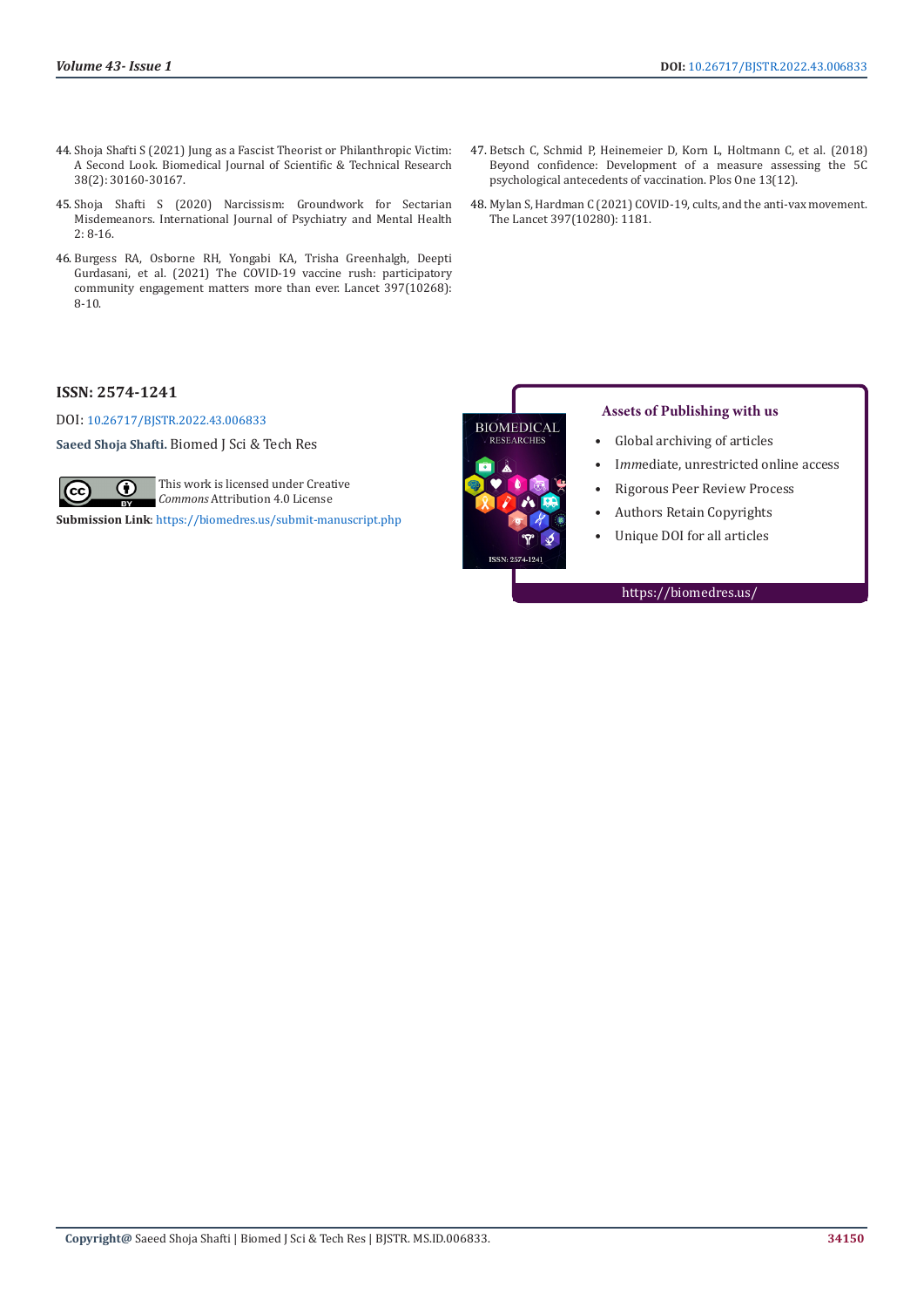44. Shoja Shafti S (2021) Jung as a Fascist Theorist or Philanthropic Victim: A Second Look. Biomedical Journal of Scientific & Technical Research 38(2): 30160-30167.

45. Shoja Shafti S (2020) Narcissism: Groundwork for Sectarian Misdemeanors. International Journal of Psychiatry and Mental Health 2: 8-16.

46. Burgess RA, Osborne RH, Yongabi KA, Trisha Greenhalgh, Deepti Gurdasani, et al. (2021) The COVID-19 vaccine rush: participatory community engagement matters more than ever. Lancet 397(10268): 8-10.

47. Betsch C, Schmid P, Heinemeier D, Korn L, Holtmann C, et al. (2018) Beyond confidence: Development of a measure assessing the 5C psychological antecedents of vaccination. Plos One 13(12).

48. Mylan S, Hardman C (2021) COVID-19, cults, and the anti-vax movement. The Lancet 397(10280): 1181.

**ISSN: 2574-1241**

DOI: 10.26717/BJSTR.2022.43.006833

**Saeed Shoja Shafti.** Biomed J Sci & Tech Res

This work is licensed under Creative *Commons* Attribution 4.0 License

**Submission Link**: https://biomedres.us/submit-manuscript.php

**Assets of Publishing with us**

- Global archiving of articles
- Immediate, unrestricted online access
- Rigorous Peer Review Process
- Authors Retain Copyrights
- Unique DOI for all articles

https://biomedres.us/